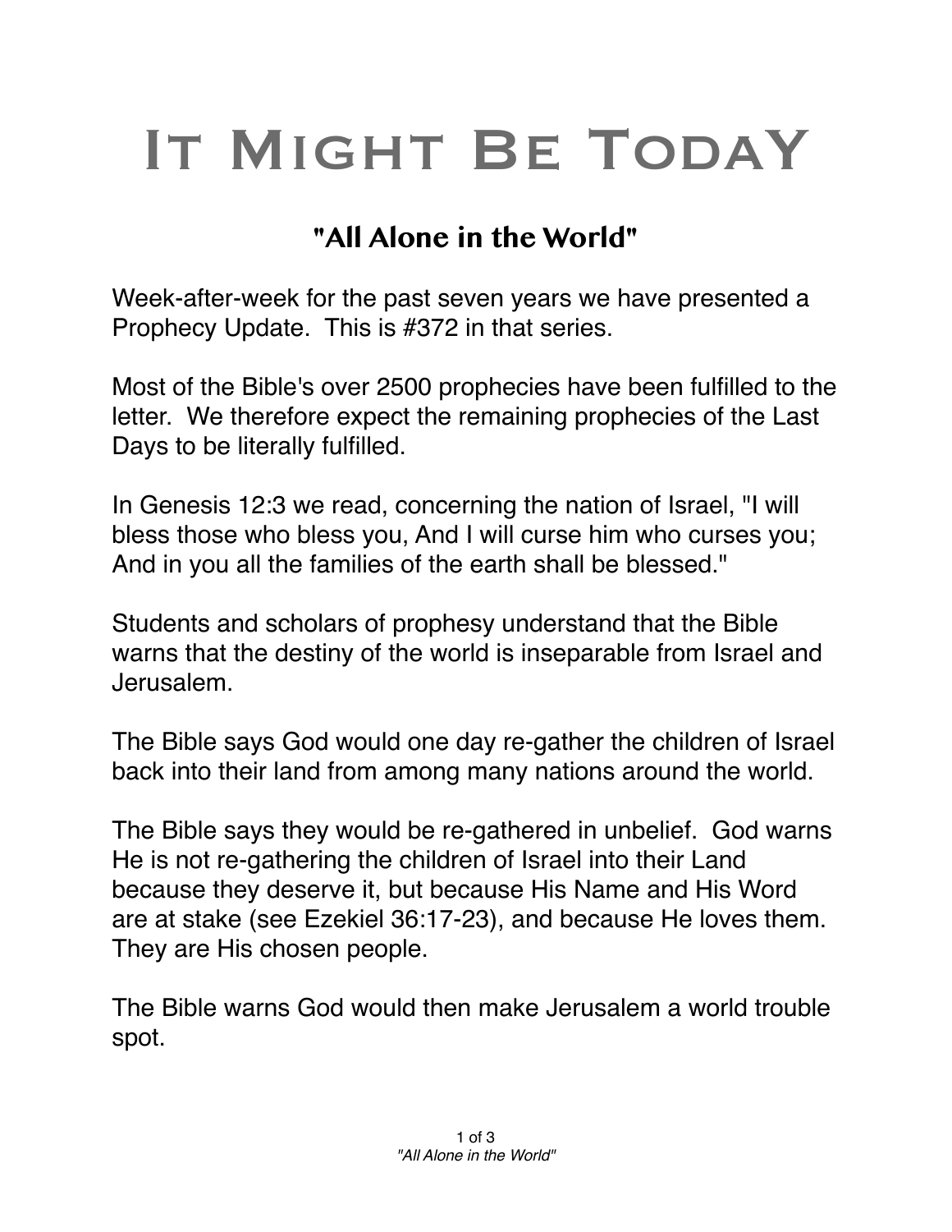# It Might Be TodaY

## "All Alone in the World"

Week-after-week for the past seven years we have presented a Prophecy Update. This is #372 in that series.

Most of the Bible's over 2500 prophecies have been fulfilled to the letter. We therefore expect the remaining prophecies of the Last Days to be literally fulfilled.

In Genesis 12:3 we read, concerning the nation of Israel, "I will bless those who bless you, And I will curse him who curses you; And in you all the families of the earth shall be blessed."

Students and scholars of prophesy understand that the Bible warns that the destiny of the world is inseparable from Israel and Jerusalem.

The Bible says God would one day re-gather the children of Israel back into their land from among many nations around the world.

The Bible says they would be re-gathered in unbelief. God warns He is not re-gathering the children of Israel into their Land because they deserve it, but because His Name and His Word are at stake (see Ezekiel 36:17-23), and because He loves them. They are His chosen people.

The Bible warns God would then make Jerusalem a world trouble spot.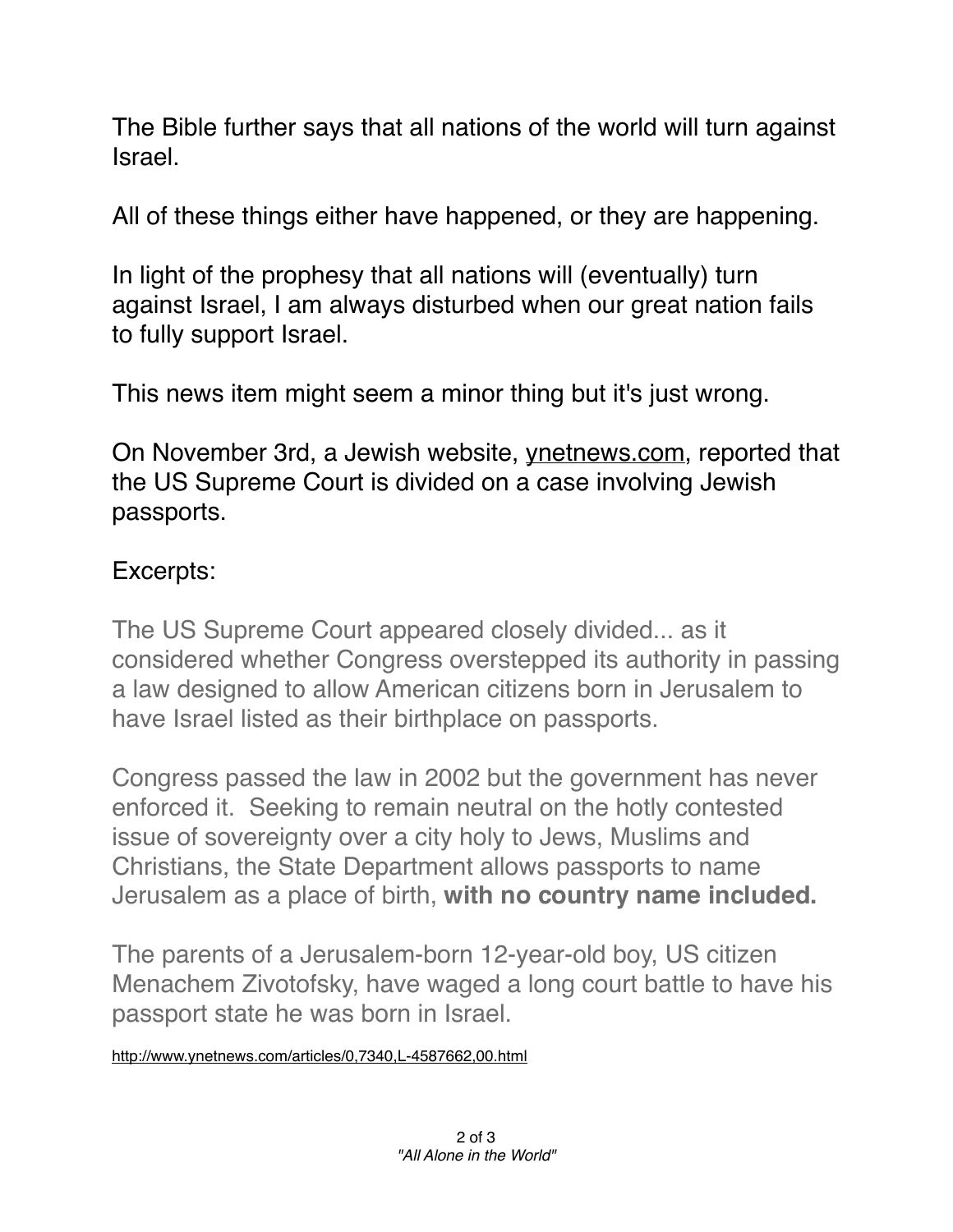The Bible further says that all nations of the world will turn against Israel.

All of these things either have happened, or they are happening.

In light of the prophesy that all nations will (eventually) turn against Israel, I am always disturbed when our great nation fails to fully support Israel.

This news item might seem a minor thing but it's just wrong.

On November 3rd, a Jewish website, ynetnews.com, reported that the US Supreme Court is divided on a case involving Jewish passports.

Excerpts:

> The US Supreme Court appeared closely divided... as it considered whether Congress overstepped its authority in passing a law designed to allow American citizens born in Jerusalem to have Israel listed as their birthplace on passports.
>
> Congress passed the law in 2002 but the government has never enforced it. Seeking to remain neutral on the hotly contested issue of sovereignty over a city holy to Jews, Muslims and Christians, the State Department allows passports to name Jerusalem as a place of birth, **with no country name included.**
>
> The parents of a Jerusalem-born 12-year-old boy, US citizen Menachem Zivotofsky, have waged a long court battle to have his passport state he was born in Israel.

http://www.ynetnews.com/articles/0,7340,L-4587662,00.html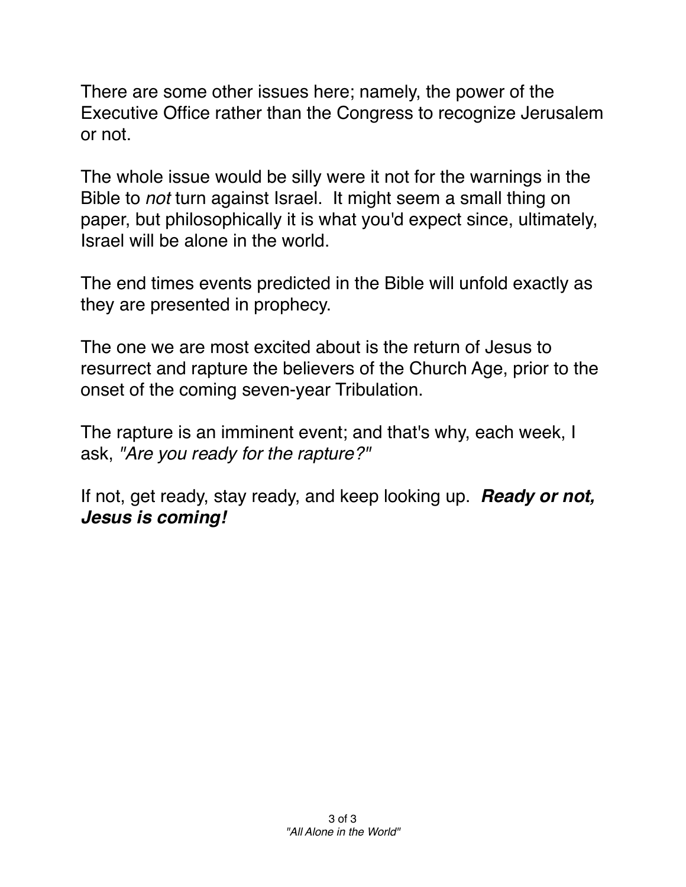There are some other issues here; namely, the power of the Executive Office rather than the Congress to recognize Jerusalem or not.

The whole issue would be silly were it not for the warnings in the Bible to *not* turn against Israel. It might seem a small thing on paper, but philosophically it is what you'd expect since, ultimately, Israel will be alone in the world.

The end times events predicted in the Bible will unfold exactly as they are presented in prophecy.

The one we are most excited about is the return of Jesus to resurrect and rapture the believers of the Church Age, prior to the onset of the coming seven-year Tribulation.

The rapture is an imminent event; and that's why, each week, I ask, *"Are you ready for the rapture?"*

If not, get ready, stay ready, and keep looking up. ***Ready or not, Jesus is coming!***